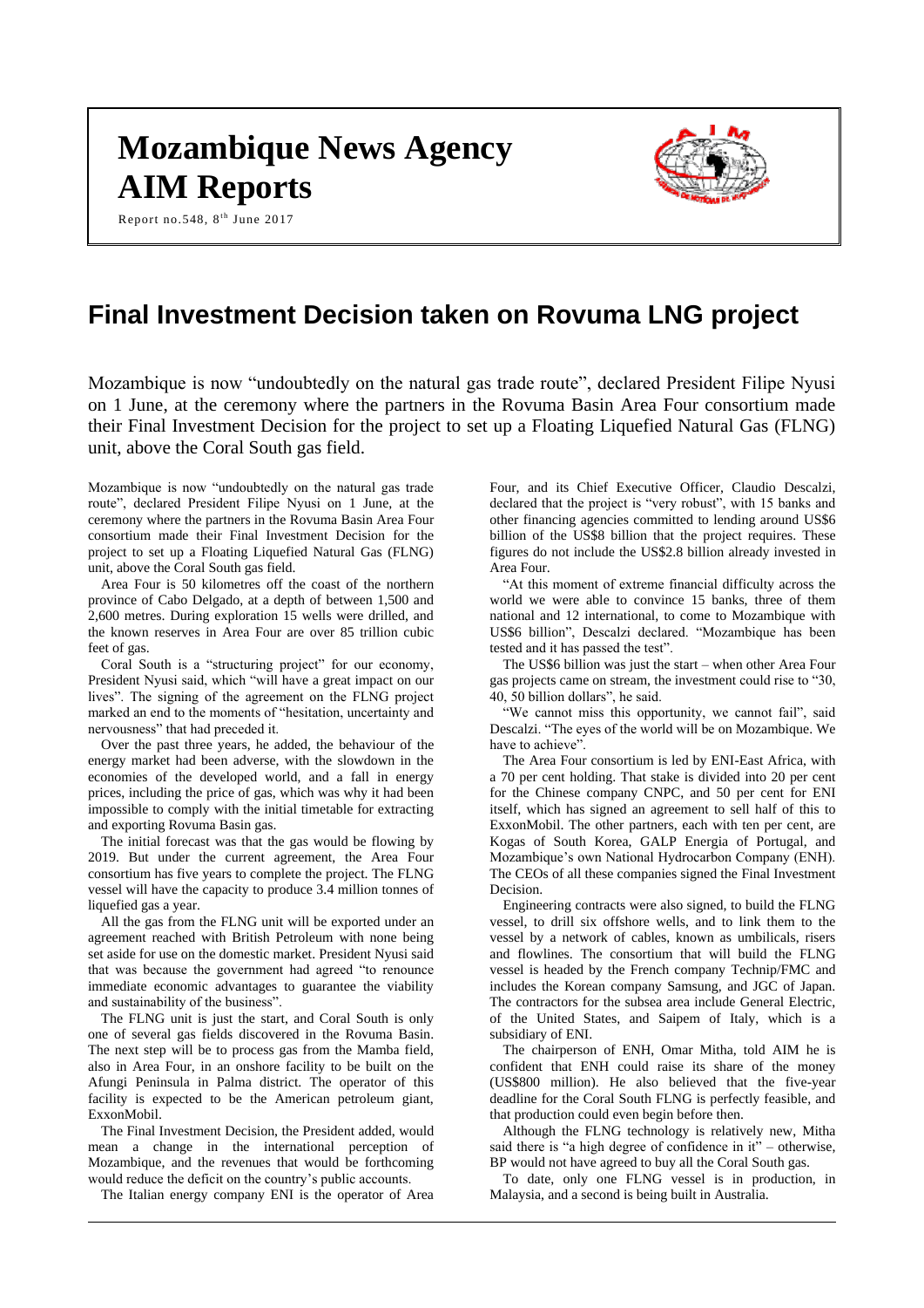# Mozambique News Agency AIM Reports

Report no.548, 8th June 2017

# Final Investment Decision taken on Rovuma LNG project

Mozambique is now "undoubtedly on the natural gas trade route", declared President Filipe Nyusi on 1 June, at the ceremony where the partners in the Rovuma Basin Area Four consortium made their Final Investment Decision for the project to set up a Floating Liquefied Natural Gas (FLNG) unit, above the Coral South gas field.

Mozambique is now "undoubtedly on the natural gas trade route", declared President Filipe Nyusi on 1 June, at the ceremony where the partners in the Rovuma Basin Area Four consortium made their Final Investment Decision for the project to set up a Floating Liquefied Natural Gas (FLNG) unit, above the Coral South gas field.

Area Four is 50 kilometres off the coast of the northern province of Cabo Delgado, at a depth of between 1,500 and 2,600 metres. During exploration 15 wells were drilled, and the known reserves in Area Four are over 85 trillion cubic feet of gas.

Coral South is a "structuring project" for our economy, President Nyusi said, which "will have a great impact on our lives". The signing of the agreement on the FLNG project marked an end to the moments of "hesitation, uncertainty and nervousness" that had preceded it.

Over the past three years, he added, the behaviour of the energy market had been adverse, with the slowdown in the economies of the developed world, and a fall in energy prices, including the price of gas, which was why it had been impossible to comply with the initial timetable for extracting and exporting Rovuma Basin gas.

The initial forecast was that the gas would be flowing by 2019. But under the current agreement, the Area Four consortium has five years to complete the project. The FLNG vessel will have the capacity to produce 3.4 million tonnes of liquefied gas a year.

All the gas from the FLNG unit will be exported under an agreement reached with British Petroleum with none being set aside for use on the domestic market. President Nyusi said that was because the government had agreed "to renounce immediate economic advantages to guarantee the viability and sustainability of the business".

The FLNG unit is just the start, and Coral South is only one of several gas fields discovered in the Rovuma Basin. The next step will be to process gas from the Mamba field, also in Area Four, in an onshore facility to be built on the Afungi Peninsula in Palma district. The operator of this facility is expected to be the American petroleum giant, ExxonMobil.

The Final Investment Decision, the President added, would mean a change in the international perception of Mozambique, and the revenues that would be forthcoming would reduce the deficit on the country's public accounts.

The Italian energy company ENI is the operator of Area Four, and its Chief Executive Officer, Claudio Descalzi, declared that the project is "very robust", with 15 banks and other financing agencies committed to lending around US$6 billion of the US$8 billion that the project requires. These figures do not include the US$2.8 billion already invested in Area Four.

"At this moment of extreme financial difficulty across the world we were able to convince 15 banks, three of them national and 12 international, to come to Mozambique with US$6 billion", Descalzi declared. "Mozambique has been tested and it has passed the test".

The US$6 billion was just the start – when other Area Four gas projects came on stream, the investment could rise to "30, 40, 50 billion dollars", he said.

"We cannot miss this opportunity, we cannot fail", said Descalzi. "The eyes of the world will be on Mozambique. We have to achieve".

The Area Four consortium is led by ENI-East Africa, with a 70 per cent holding. That stake is divided into 20 per cent for the Chinese company CNPC, and 50 per cent for ENI itself, which has signed an agreement to sell half of this to ExxonMobil. The other partners, each with ten per cent, are Kogas of South Korea, GALP Energia of Portugal, and Mozambique's own National Hydrocarbon Company (ENH). The CEOs of all these companies signed the Final Investment Decision.

Engineering contracts were also signed, to build the FLNG vessel, to drill six offshore wells, and to link them to the vessel by a network of cables, known as umbilicals, risers and flowlines. The consortium that will build the FLNG vessel is headed by the French company Technip/FMC and includes the Korean company Samsung, and JGC of Japan. The contractors for the subsea area include General Electric, of the United States, and Saipem of Italy, which is a subsidiary of ENI.

The chairperson of ENH, Omar Mitha, told AIM he is confident that ENH could raise its share of the money (US$800 million). He also believed that the five-year deadline for the Coral South FLNG is perfectly feasible, and that production could even begin before then.

Although the FLNG technology is relatively new, Mitha said there is "a high degree of confidence in it" – otherwise, BP would not have agreed to buy all the Coral South gas.

To date, only one FLNG vessel is in production, in Malaysia, and a second is being built in Australia.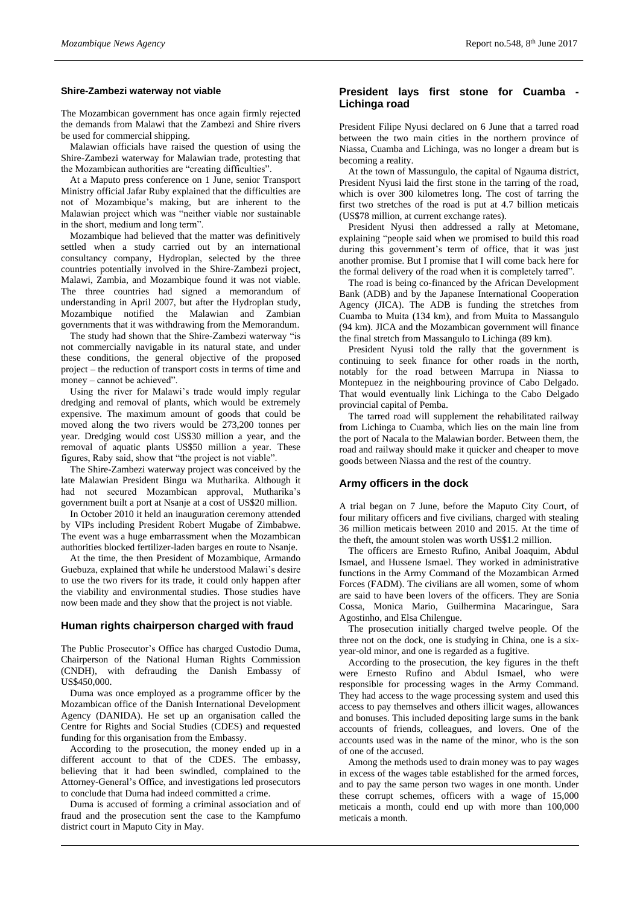## Shire-Zambezi waterway not viable

The Mozambican government has once again firmly rejected the demands from Malawi that the Zambezi and Shire rivers be used for commercial shipping.

Malawian officials have raised the question of using the Shire-Zambezi waterway for Malawian trade, protesting that the Mozambican authorities are "creating difficulties".

At a Maputo press conference on 1 June, senior Transport Ministry official Jafar Ruby explained that the difficulties are not of Mozambique's making, but are inherent to the Malawian project which was "neither viable nor sustainable in the short, medium and long term".

Mozambique had believed that the matter was definitively settled when a study carried out by an international consultancy company, Hydroplan, selected by the three countries potentially involved in the Shire-Zambezi project, Malawi, Zambia, and Mozambique found it was not viable. The three countries had signed a memorandum of understanding in April 2007, but after the Hydroplan study, Mozambique notified the Malawian and Zambian governments that it was withdrawing from the Memorandum.

The study had shown that the Shire-Zambezi waterway "is not commercially navigable in its natural state, and under these conditions, the general objective of the proposed project – the reduction of transport costs in terms of time and money – cannot be achieved".

Using the river for Malawi's trade would imply regular dredging and removal of plants, which would be extremely expensive. The maximum amount of goods that could be moved along the two rivers would be 273,200 tonnes per year. Dredging would cost US$30 million a year, and the removal of aquatic plants US$50 million a year. These figures, Raby said, show that "the project is not viable".

The Shire-Zambezi waterway project was conceived by the late Malawian President Bingu wa Mutharika. Although it had not secured Mozambican approval, Mutharika's government built a port at Nsanje at a cost of US$20 million.

In October 2010 it held an inauguration ceremony attended by VIPs including President Robert Mugabe of Zimbabwe. The event was a huge embarrassment when the Mozambican authorities blocked fertilizer-laden barges en route to Nsanje.

At the time, the then President of Mozambique, Armando Guebuza, explained that while he understood Malawi's desire to use the two rivers for its trade, it could only happen after the viability and environmental studies. Those studies have now been made and they show that the project is not viable.

## Human rights chairperson charged with fraud

The Public Prosecutor's Office has charged Custodio Duma, Chairperson of the National Human Rights Commission (CNDH), with defrauding the Danish Embassy of US$450,000.

Duma was once employed as a programme officer by the Mozambican office of the Danish International Development Agency (DANIDA). He set up an organisation called the Centre for Rights and Social Studies (CDES) and requested funding for this organisation from the Embassy.

According to the prosecution, the money ended up in a different account to that of the CDES. The embassy, believing that it had been swindled, complained to the Attorney-General's Office, and investigations led prosecutors to conclude that Duma had indeed committed a crime.

Duma is accused of forming a criminal association and of fraud and the prosecution sent the case to the Kampfumo district court in Maputo City in May.

## President lays first stone for Cuamba - Lichinga road

President Filipe Nyusi declared on 6 June that a tarred road between the two main cities in the northern province of Niassa, Cuamba and Lichinga, was no longer a dream but is becoming a reality.

At the town of Massungulo, the capital of Ngauma district, President Nyusi laid the first stone in the tarring of the road, which is over 300 kilometres long. The cost of tarring the first two stretches of the road is put at 4.7 billion meticais (US$78 million, at current exchange rates).

President Nyusi then addressed a rally at Metomane, explaining "people said when we promised to build this road during this government's term of office, that it was just another promise. But I promise that I will come back here for the formal delivery of the road when it is completely tarred".

The road is being co-financed by the African Development Bank (ADB) and by the Japanese International Cooperation Agency (JICA). The ADB is funding the stretches from Cuamba to Muita (134 km), and from Muita to Massangulo (94 km). JICA and the Mozambican government will finance the final stretch from Massangulo to Lichinga (89 km).

President Nyusi told the rally that the government is continuing to seek finance for other roads in the north, notably for the road between Marrupa in Niassa to Montepuez in the neighbouring province of Cabo Delgado. That would eventually link Lichinga to the Cabo Delgado provincial capital of Pemba.

The tarred road will supplement the rehabilitated railway from Lichinga to Cuamba, which lies on the main line from the port of Nacala to the Malawian border. Between them, the road and railway should make it quicker and cheaper to move goods between Niassa and the rest of the country.

## Army officers in the dock

A trial began on 7 June, before the Maputo City Court, of four military officers and five civilians, charged with stealing 36 million meticais between 2010 and 2015. At the time of the theft, the amount stolen was worth US$1.2 million.

The officers are Ernesto Rufino, Anibal Joaquim, Abdul Ismael, and Hussene Ismael. They worked in administrative functions in the Army Command of the Mozambican Armed Forces (FADM). The civilians are all women, some of whom are said to have been lovers of the officers. They are Sonia Cossa, Monica Mario, Guilhermina Macaringue, Sara Agostinho, and Elsa Chilengue.

The prosecution initially charged twelve people. Of the three not on the dock, one is studying in China, one is a six-year-old minor, and one is regarded as a fugitive.

According to the prosecution, the key figures in the theft were Ernesto Rufino and Abdul Ismael, who were responsible for processing wages in the Army Command. They had access to the wage processing system and used this access to pay themselves and others illicit wages, allowances and bonuses. This included depositing large sums in the bank accounts of friends, colleagues, and lovers. One of the accounts used was in the name of the minor, who is the son of one of the accused.

Among the methods used to drain money was to pay wages in excess of the wages table established for the armed forces, and to pay the same person two wages in one month. Under these corrupt schemes, officers with a wage of 15,000 meticais a month, could end up with more than 100,000 meticais a month.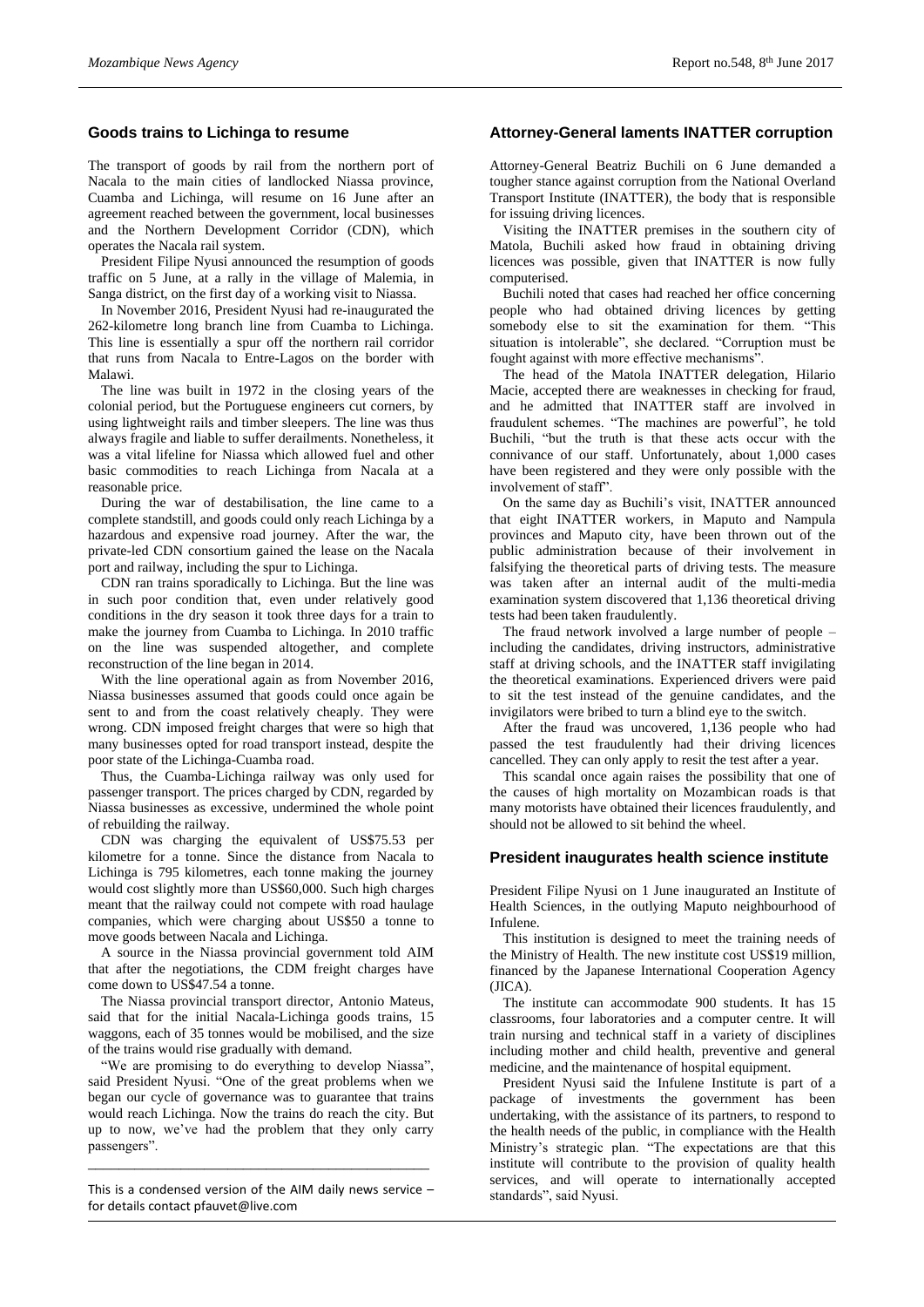## Goods trains to Lichinga to resume

The transport of goods by rail from the northern port of Nacala to the main cities of landlocked Niassa province, Cuamba and Lichinga, will resume on 16 June after an agreement reached between the government, local businesses and the Northern Development Corridor (CDN), which operates the Nacala rail system.

President Filipe Nyusi announced the resumption of goods traffic on 5 June, at a rally in the village of Malemia, in Sanga district, on the first day of a working visit to Niassa.

In November 2016, President Nyusi had re-inaugurated the 262-kilometre long branch line from Cuamba to Lichinga. This line is essentially a spur off the northern rail corridor that runs from Nacala to Entre-Lagos on the border with Malawi.

The line was built in 1972 in the closing years of the colonial period, but the Portuguese engineers cut corners, by using lightweight rails and timber sleepers. The line was thus always fragile and liable to suffer derailments. Nonetheless, it was a vital lifeline for Niassa which allowed fuel and other basic commodities to reach Lichinga from Nacala at a reasonable price.

During the war of destabilisation, the line came to a complete standstill, and goods could only reach Lichinga by a hazardous and expensive road journey. After the war, the private-led CDN consortium gained the lease on the Nacala port and railway, including the spur to Lichinga.

CDN ran trains sporadically to Lichinga. But the line was in such poor condition that, even under relatively good conditions in the dry season it took three days for a train to make the journey from Cuamba to Lichinga. In 2010 traffic on the line was suspended altogether, and complete reconstruction of the line began in 2014.

With the line operational again as from November 2016, Niassa businesses assumed that goods could once again be sent to and from the coast relatively cheaply. They were wrong. CDN imposed freight charges that were so high that many businesses opted for road transport instead, despite the poor state of the Lichinga-Cuamba road.

Thus, the Cuamba-Lichinga railway was only used for passenger transport. The prices charged by CDN, regarded by Niassa businesses as excessive, undermined the whole point of rebuilding the railway.

CDN was charging the equivalent of US$75.53 per kilometre for a tonne. Since the distance from Nacala to Lichinga is 795 kilometres, each tonne making the journey would cost slightly more than US$60,000. Such high charges meant that the railway could not compete with road haulage companies, which were charging about US$50 a tonne to move goods between Nacala and Lichinga.

A source in the Niassa provincial government told AIM that after the negotiations, the CDM freight charges have come down to US$47.54 a tonne.

The Niassa provincial transport director, Antonio Mateus, said that for the initial Nacala-Lichinga goods trains, 15 waggons, each of 35 tonnes would be mobilised, and the size of the trains would rise gradually with demand.

"We are promising to do everything to develop Niassa", said President Nyusi. "One of the great problems when we began our cycle of governance was to guarantee that trains would reach Lichinga. Now the trains do reach the city. But up to now, we've had the problem that they only carry passengers".

---

This is a condensed version of the AIM daily news service – for details contact pfauvet@live.com

## Attorney-General laments INATTER corruption

Attorney-General Beatriz Buchili on 6 June demanded a tougher stance against corruption from the National Overland Transport Institute (INATTER), the body that is responsible for issuing driving licences.

Visiting the INATTER premises in the southern city of Matola, Buchili asked how fraud in obtaining driving licences was possible, given that INATTER is now fully computerised.

Buchili noted that cases had reached her office concerning people who had obtained driving licences by getting somebody else to sit the examination for them. "This situation is intolerable", she declared. "Corruption must be fought against with more effective mechanisms".

The head of the Matola INATTER delegation, Hilario Macie, accepted there are weaknesses in checking for fraud, and he admitted that INATTER staff are involved in fraudulent schemes. "The machines are powerful", he told Buchili, "but the truth is that these acts occur with the connivance of our staff. Unfortunately, about 1,000 cases have been registered and they were only possible with the involvement of staff".

On the same day as Buchili's visit, INATTER announced that eight INATTER workers, in Maputo and Nampula provinces and Maputo city, have been thrown out of the public administration because of their involvement in falsifying the theoretical parts of driving tests. The measure was taken after an internal audit of the multi-media examination system discovered that 1,136 theoretical driving tests had been taken fraudulently.

The fraud network involved a large number of people – including the candidates, driving instructors, administrative staff at driving schools, and the INATTER staff invigilating the theoretical examinations. Experienced drivers were paid to sit the test instead of the genuine candidates, and the invigilators were bribed to turn a blind eye to the switch.

After the fraud was uncovered, 1,136 people who had passed the test fraudulently had their driving licences cancelled. They can only apply to resit the test after a year.

This scandal once again raises the possibility that one of the causes of high mortality on Mozambican roads is that many motorists have obtained their licences fraudulently, and should not be allowed to sit behind the wheel.

## President inaugurates health science institute

President Filipe Nyusi on 1 June inaugurated an Institute of Health Sciences, in the outlying Maputo neighbourhood of Infulene.

This institution is designed to meet the training needs of the Ministry of Health. The new institute cost US$19 million, financed by the Japanese International Cooperation Agency (JICA).

The institute can accommodate 900 students. It has 15 classrooms, four laboratories and a computer centre. It will train nursing and technical staff in a variety of disciplines including mother and child health, preventive and general medicine, and the maintenance of hospital equipment.

President Nyusi said the Infulene Institute is part of a package of investments the government has been undertaking, with the assistance of its partners, to respond to the health needs of the public, in compliance with the Health Ministry's strategic plan. "The expectations are that this institute will contribute to the provision of quality health services, and will operate to internationally accepted standards", said Nyusi.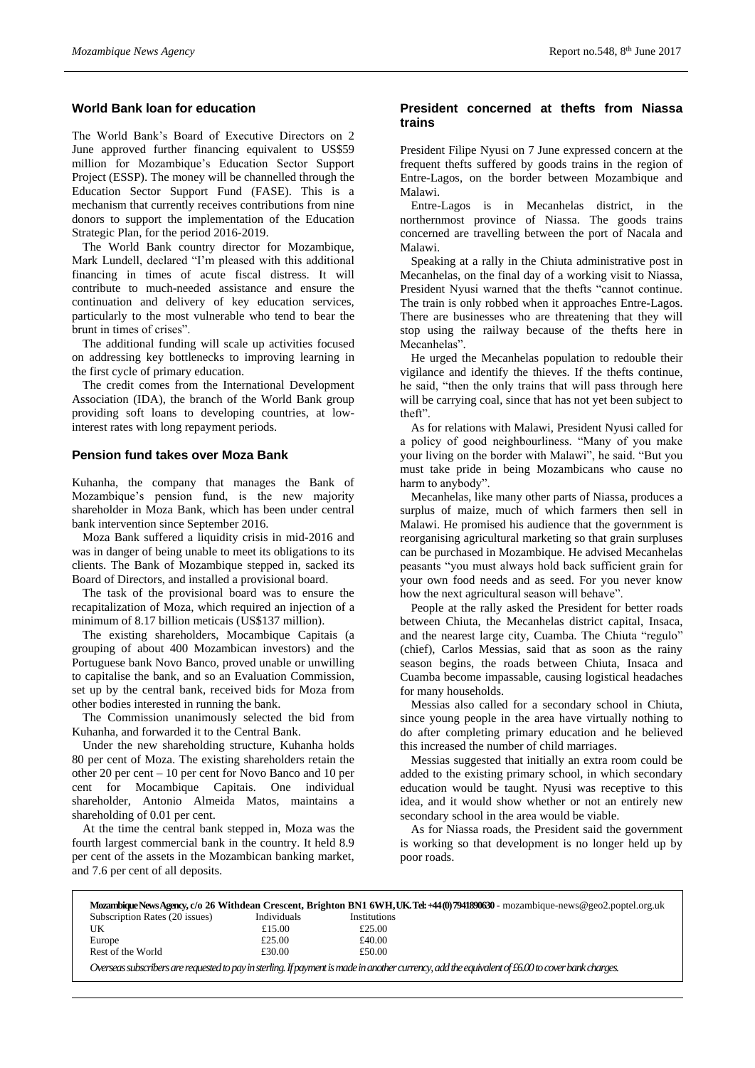## World Bank loan for education

The World Bank's Board of Executive Directors on 2 June approved further financing equivalent to US$59 million for Mozambique's Education Sector Support Project (ESSP). The money will be channelled through the Education Sector Support Fund (FASE). This is a mechanism that currently receives contributions from nine donors to support the implementation of the Education Strategic Plan, for the period 2016-2019.

The World Bank country director for Mozambique, Mark Lundell, declared "I'm pleased with this additional financing in times of acute fiscal distress. It will contribute to much-needed assistance and ensure the continuation and delivery of key education services, particularly to the most vulnerable who tend to bear the brunt in times of crises".

The additional funding will scale up activities focused on addressing key bottlenecks to improving learning in the first cycle of primary education.

The credit comes from the International Development Association (IDA), the branch of the World Bank group providing soft loans to developing countries, at low-interest rates with long repayment periods.

## Pension fund takes over Moza Bank

Kuhanha, the company that manages the Bank of Mozambique's pension fund, is the new majority shareholder in Moza Bank, which has been under central bank intervention since September 2016.

Moza Bank suffered a liquidity crisis in mid-2016 and was in danger of being unable to meet its obligations to its clients. The Bank of Mozambique stepped in, sacked its Board of Directors, and installed a provisional board.

The task of the provisional board was to ensure the recapitalization of Moza, which required an injection of a minimum of 8.17 billion meticais (US$137 million).

The existing shareholders, Mocambique Capitais (a grouping of about 400 Mozambican investors) and the Portuguese bank Novo Banco, proved unable or unwilling to capitalise the bank, and so an Evaluation Commission, set up by the central bank, received bids for Moza from other bodies interested in running the bank.

The Commission unanimously selected the bid from Kuhanha, and forwarded it to the Central Bank.

Under the new shareholding structure, Kuhanha holds 80 per cent of Moza. The existing shareholders retain the other 20 per cent – 10 per cent for Novo Banco and 10 per cent for Mocambique Capitais. One individual shareholder, Antonio Almeida Matos, maintains a shareholding of 0.01 per cent.

At the time the central bank stepped in, Moza was the fourth largest commercial bank in the country. It held 8.9 per cent of the assets in the Mozambican banking market, and 7.6 per cent of all deposits.

## President concerned at thefts from Niassa trains

President Filipe Nyusi on 7 June expressed concern at the frequent thefts suffered by goods trains in the region of Entre-Lagos, on the border between Mozambique and Malawi.

Entre-Lagos is in Mecanhelas district, in the northernmost province of Niassa. The goods trains concerned are travelling between the port of Nacala and Malawi.

Speaking at a rally in the Chiuta administrative post in Mecanhelas, on the final day of a working visit to Niassa, President Nyusi warned that the thefts "cannot continue. The train is only robbed when it approaches Entre-Lagos. There are businesses who are threatening that they will stop using the railway because of the thefts here in Mecanhelas".

He urged the Mecanhelas population to redouble their vigilance and identify the thieves. If the thefts continue, he said, "then the only trains that will pass through here will be carrying coal, since that has not yet been subject to theft".

As for relations with Malawi, President Nyusi called for a policy of good neighbourliness. "Many of you make your living on the border with Malawi", he said. "But you must take pride in being Mozambicans who cause no harm to anybody".

Mecanhelas, like many other parts of Niassa, produces a surplus of maize, much of which farmers then sell in Malawi. He promised his audience that the government is reorganising agricultural marketing so that grain surpluses can be purchased in Mozambique. He advised Mecanhelas peasants "you must always hold back sufficient grain for your own food needs and as seed. For you never know how the next agricultural season will behave".

People at the rally asked the President for better roads between Chiuta, the Mecanhelas district capital, Insaca, and the nearest large city, Cuamba. The Chiuta "regulo" (chief), Carlos Messias, said that as soon as the rainy season begins, the roads between Chiuta, Insaca and Cuamba become impassable, causing logistical headaches for many households.

Messias also called for a secondary school in Chiuta, since young people in the area have virtually nothing to do after completing primary education and he believed this increased the number of child marriages.

Messias suggested that initially an extra room could be added to the existing primary school, in which secondary education would be taught. Nyusi was receptive to this idea, and it would show whether or not an entirely new secondary school in the area would be viable.

As for Niassa roads, the President said the government is working so that development is no longer held up by poor roads.

**Mozambique News Agency, c/o 26 Withdean Crescent, Brighton BN1 6WH, UK. Tel: +44 (0) 7941890630** - mozambique-news@geo2.poptel.org.uk

| Subscription Rates (20 issues) | Individuals | Institutions |
|---|---|---|
| UK | £15.00 | £25.00 |
| Europe | £25.00 | £40.00 |
| Rest of the World | £30.00 | £50.00 |

*Overseas subscribers are requested to pay in sterling. If payment is made in another currency, add the equivalent of £6.00 to cover bank charges.*